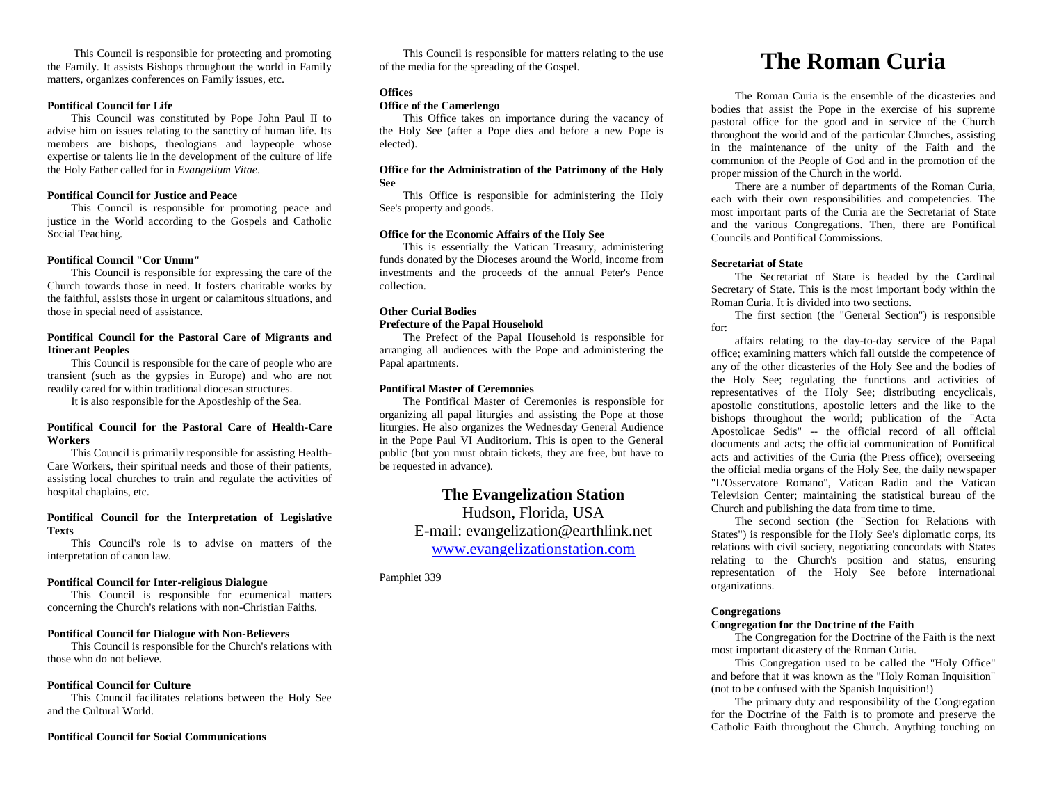This Council is responsible for protecting and promoting the Family. It assists Bishops throughout the world in Family matters, organizes conferences on Family issues, etc.

**Pontifical Council for Life**

This Council was constituted by Pope John Paul II to advise him on issues relating to the sanctity of human life. Its members are bishops, theologians and laypeople whose expertise or talents lie in the development of the culture of life the Holy Father called for in *Evangelium Vitae*.

**Pontifical Council for Justice and Peace**

This Council is responsible for promoting peace and justice in the World according to the Gospels and Catholic Social Teaching.

**Pontifical Council "Cor Unum"**

This Council is responsible for expressing the care of the Church towards those in need. It fosters charitable works by the faithful, assists those in urgent or calamitous situations, and those in special need of assistance.

**Pontifical Council for the Pastoral Care of Migrants and Itinerant Peoples**

This Council is responsible for the care of people who are transient (such as the gypsies in Europe) and who are not readily cared for within traditional diocesan structures.

It is also responsible for the Apostleship of the Sea.

**Pontifical Council for the Pastoral Care of Health-Care Workers**

This Council is primarily responsible for assisting Health-Care Workers, their spiritual needs and those of their patients, assisting local churches to train and regulate the activities of hospital chaplains, etc.

**Pontifical Council for the Interpretation of Legislative Texts**

This Council's role is to advise on matters of the interpretation of canon law.

**Pontifical Council for Inter-religious Dialogue**

This Council is responsible for ecumenical matters concerning the Church's relations with non-Christian Faiths.

**Pontifical Council for Dialogue with Non-Believers**

This Council is responsible for the Church's relations with those who do not believe.

**Pontifical Council for Culture**

This Council facilitates relations between the Holy See and the Cultural World.

**Pontifical Council for Social Communications**

This Council is responsible for matters relating to the use of the media for the spreading of the Gospel.

**Offices**

**Office of the Camerlengo**

This Office takes on importance during the vacancy of the Holy See (after a Pope dies and before a new Pope is elected).

**Office for the Administration of the Patrimony of the Holy See**

This Office is responsible for administering the Holy See's property and goods.

**Office for the Economic Affairs of the Holy See**

This is essentially the Vatican Treasury, administering funds donated by the Dioceses around the World, income from investments and the proceeds of the annual Peter's Pence collection.

**Other Curial Bodies**

**Prefecture of the Papal Household**

The Prefect of the Papal Household is responsible for arranging all audiences with the Pope and administering the Papal apartments.

**Pontifical Master of Ceremonies**

The Pontifical Master of Ceremonies is responsible for organizing all papal liturgies and assisting the Pope at those liturgies. He also organizes the Wednesday General Audience in the Pope Paul VI Auditorium. This is open to the General public (but you must obtain tickets, they are free, but have to be requested in advance).

**The Evangelization Station**
Hudson, Florida, USA
E-mail: evangelization@earthlink.net
www.evangelizationstation.com

Pamphlet 339

# The Roman Curia

The Roman Curia is the ensemble of the dicasteries and bodies that assist the Pope in the exercise of his supreme pastoral office for the good and in service of the Church throughout the world and of the particular Churches, assisting in the maintenance of the unity of the Faith and the communion of the People of God and in the promotion of the proper mission of the Church in the world.

There are a number of departments of the Roman Curia, each with their own responsibilities and competencies. The most important parts of the Curia are the Secretariat of State and the various Congregations. Then, there are Pontifical Councils and Pontifical Commissions.

**Secretariat of State**

The Secretariat of State is headed by the Cardinal Secretary of State. This is the most important body within the Roman Curia. It is divided into two sections.

The first section (the "General Section") is responsible for:

affairs relating to the day-to-day service of the Papal office; examining matters which fall outside the competence of any of the other dicasteries of the Holy See and the bodies of the Holy See; regulating the functions and activities of representatives of the Holy See; distributing encyclicals, apostolic constitutions, apostolic letters and the like to the bishops throughout the world; publication of the "Acta Apostolicae Sedis" -- the official record of all official documents and acts; the official communication of Pontifical acts and activities of the Curia (the Press office); overseeing the official media organs of the Holy See, the daily newspaper "L'Osservatore Romano", Vatican Radio and the Vatican Television Center; maintaining the statistical bureau of the Church and publishing the data from time to time.

The second section (the "Section for Relations with States") is responsible for the Holy See's diplomatic corps, its relations with civil society, negotiating concordats with States relating to the Church's position and status, ensuring representation of the Holy See before international organizations.

**Congregations**

**Congregation for the Doctrine of the Faith**

The Congregation for the Doctrine of the Faith is the next most important dicastery of the Roman Curia.

This Congregation used to be called the "Holy Office" and before that it was known as the "Holy Roman Inquisition" (not to be confused with the Spanish Inquisition!)

The primary duty and responsibility of the Congregation for the Doctrine of the Faith is to promote and preserve the Catholic Faith throughout the Church. Anything touching on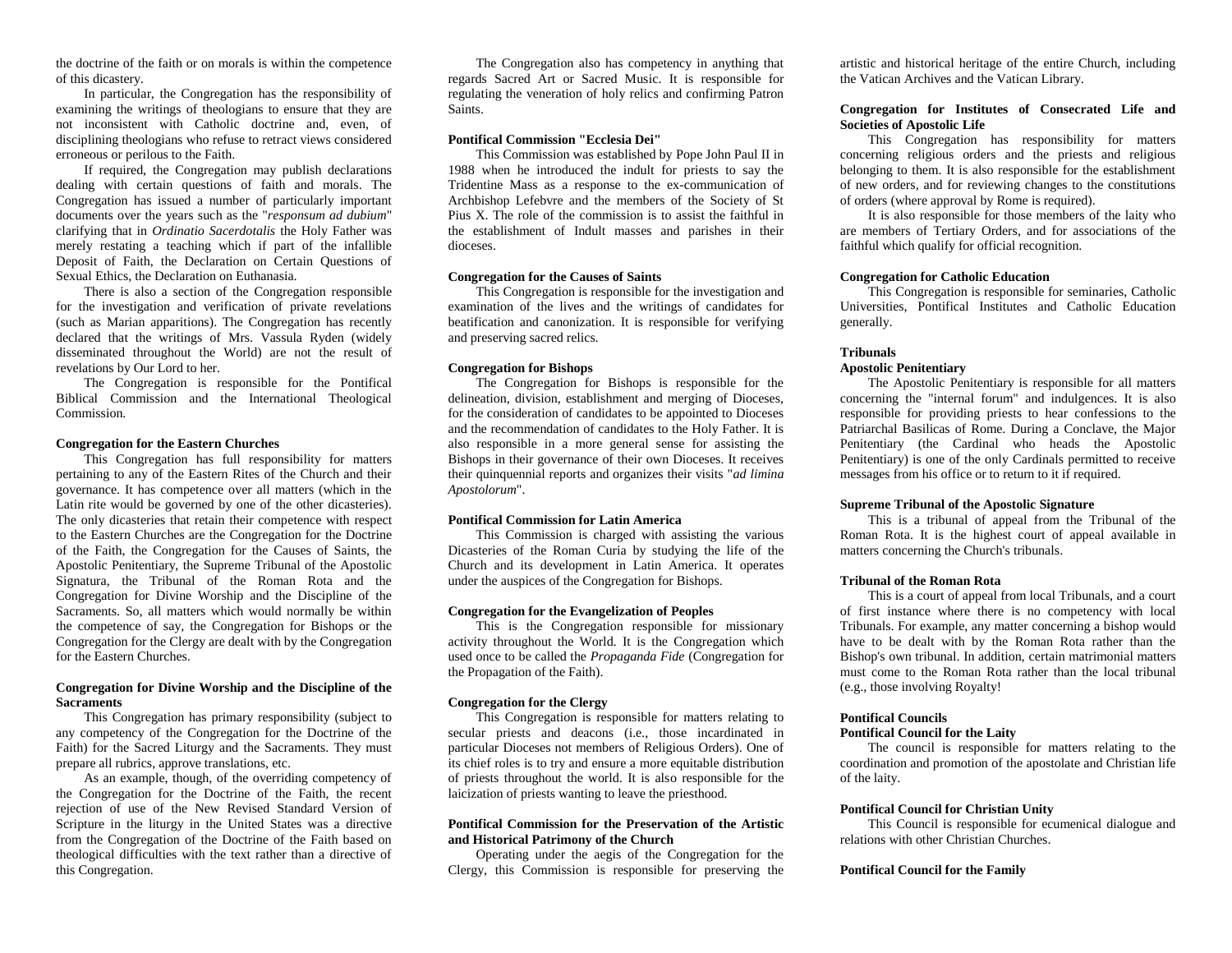the doctrine of the faith or on morals is within the competence of this dicastery.

In particular, the Congregation has the responsibility of examining the writings of theologians to ensure that they are not inconsistent with Catholic doctrine and, even, of disciplining theologians who refuse to retract views considered erroneous or perilous to the Faith.

If required, the Congregation may publish declarations dealing with certain questions of faith and morals. The Congregation has issued a number of particularly important documents over the years such as the "*responsum ad dubium*" clarifying that in *Ordinatio Sacerdotalis* the Holy Father was merely restating a teaching which if part of the infallible Deposit of Faith, the Declaration on Certain Questions of Sexual Ethics, the Declaration on Euthanasia.

There is also a section of the Congregation responsible for the investigation and verification of private revelations (such as Marian apparitions). The Congregation has recently declared that the writings of Mrs. Vassula Ryden (widely disseminated throughout the World) are not the result of revelations by Our Lord to her.

The Congregation is responsible for the Pontifical Biblical Commission and the International Theological Commission.

**Congregation for the Eastern Churches**

This Congregation has full responsibility for matters pertaining to any of the Eastern Rites of the Church and their governance. It has competence over all matters (which in the Latin rite would be governed by one of the other dicasteries). The only dicasteries that retain their competence with respect to the Eastern Churches are the Congregation for the Doctrine of the Faith, the Congregation for the Causes of Saints, the Apostolic Penitentiary, the Supreme Tribunal of the Apostolic Signatura, the Tribunal of the Roman Rota and the Congregation for Divine Worship and the Discipline of the Sacraments. So, all matters which would normally be within the competence of say, the Congregation for Bishops or the Congregation for the Clergy are dealt with by the Congregation for the Eastern Churches.

**Congregation for Divine Worship and the Discipline of the Sacraments**

This Congregation has primary responsibility (subject to any competency of the Congregation for the Doctrine of the Faith) for the Sacred Liturgy and the Sacraments. They must prepare all rubrics, approve translations, etc.

As an example, though, of the overriding competency of the Congregation for the Doctrine of the Faith, the recent rejection of use of the New Revised Standard Version of Scripture in the liturgy in the United States was a directive from the Congregation of the Doctrine of the Faith based on theological difficulties with the text rather than a directive of this Congregation.

The Congregation also has competency in anything that regards Sacred Art or Sacred Music. It is responsible for regulating the veneration of holy relics and confirming Patron Saints.

**Pontifical Commission "Ecclesia Dei"**

This Commission was established by Pope John Paul II in 1988 when he introduced the indult for priests to say the Tridentine Mass as a response to the ex-communication of Archbishop Lefebvre and the members of the Society of St Pius X. The role of the commission is to assist the faithful in the establishment of Indult masses and parishes in their dioceses.

**Congregation for the Causes of Saints**

This Congregation is responsible for the investigation and examination of the lives and the writings of candidates for beatification and canonization. It is responsible for verifying and preserving sacred relics.

**Congregation for Bishops**

The Congregation for Bishops is responsible for the delineation, division, establishment and merging of Dioceses, for the consideration of candidates to be appointed to Dioceses and the recommendation of candidates to the Holy Father. It is also responsible in a more general sense for assisting the Bishops in their governance of their own Dioceses. It receives their quinquennial reports and organizes their visits "*ad limina Apostolorum*".

**Pontifical Commission for Latin America**

This Commission is charged with assisting the various Dicasteries of the Roman Curia by studying the life of the Church and its development in Latin America. It operates under the auspices of the Congregation for Bishops.

**Congregation for the Evangelization of Peoples**

This is the Congregation responsible for missionary activity throughout the World. It is the Congregation which used once to be called the *Propaganda Fide* (Congregation for the Propagation of the Faith).

**Congregation for the Clergy**

This Congregation is responsible for matters relating to secular priests and deacons (i.e., those incardinated in particular Dioceses not members of Religious Orders). One of its chief roles is to try and ensure a more equitable distribution of priests throughout the world. It is also responsible for the laicization of priests wanting to leave the priesthood.

**Pontifical Commission for the Preservation of the Artistic and Historical Patrimony of the Church**

Operating under the aegis of the Congregation for the Clergy, this Commission is responsible for preserving the artistic and historical heritage of the entire Church, including the Vatican Archives and the Vatican Library.

**Congregation for Institutes of Consecrated Life and Societies of Apostolic Life**

This Congregation has responsibility for matters concerning religious orders and the priests and religious belonging to them. It is also responsible for the establishment of new orders, and for reviewing changes to the constitutions of orders (where approval by Rome is required).

It is also responsible for those members of the laity who are members of Tertiary Orders, and for associations of the faithful which qualify for official recognition.

**Congregation for Catholic Education**

This Congregation is responsible for seminaries, Catholic Universities, Pontifical Institutes and Catholic Education generally.

**Tribunals**

**Apostolic Penitentiary**

The Apostolic Penitentiary is responsible for all matters concerning the "internal forum" and indulgences. It is also responsible for providing priests to hear confessions to the Patriarchal Basilicas of Rome. During a Conclave, the Major Penitentiary (the Cardinal who heads the Apostolic Penitentiary) is one of the only Cardinals permitted to receive messages from his office or to return to it if required.

**Supreme Tribunal of the Apostolic Signature**

This is a tribunal of appeal from the Tribunal of the Roman Rota. It is the highest court of appeal available in matters concerning the Church's tribunals.

**Tribunal of the Roman Rota**

This is a court of appeal from local Tribunals, and a court of first instance where there is no competency with local Tribunals. For example, any matter concerning a bishop would have to be dealt with by the Roman Rota rather than the Bishop's own tribunal. In addition, certain matrimonial matters must come to the Roman Rota rather than the local tribunal (e.g., those involving Royalty!

**Pontifical Councils**

**Pontifical Council for the Laity**

The council is responsible for matters relating to the coordination and promotion of the apostolate and Christian life of the laity.

**Pontifical Council for Christian Unity**

This Council is responsible for ecumenical dialogue and relations with other Christian Churches.

**Pontifical Council for the Family**